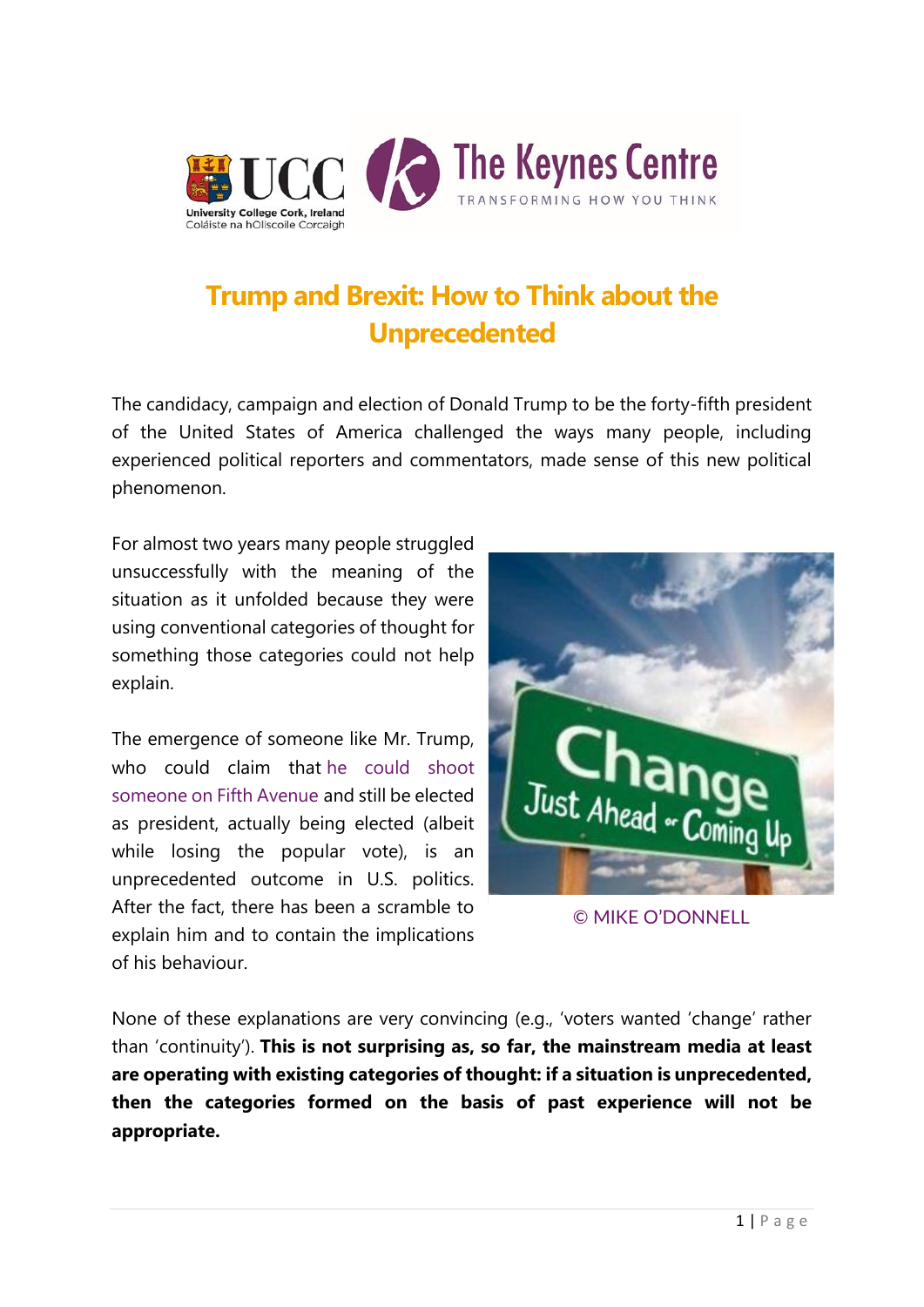# Trump and Brexit: How to Think about the Unprecedented

The candidacy, campaign and election of Donald Trump to be the forty-fifth president of the United States of America challenged the ways many people, including experienced political reporters and commentators, made sense of this new political phenomenon.

For almost two years many people struggled unsuccessfully with the meaning of the situation as it unfolded because they were using conventional categories of thought for something those categories could not help explain.

The emergence of someone like Mr. Trump, who could claim that he could shoot someone on Fifth Avenue and still be elected as president, actually being elected (albeit while losing the popular vote), is an unprecedented outcome in U.S. politics. After the fact, there has been a scramble to explain him and to contain the implications of his behaviour.

© MIKE O'DONNELL

None of these explanations are very convincing (e.g., 'voters wanted 'change' rather than 'continuity'). **This is not surprising as, so far, the mainstream media at least are operating with existing categories of thought: if a situation is unprecedented, then the categories formed on the basis of past experience will not be appropriate.**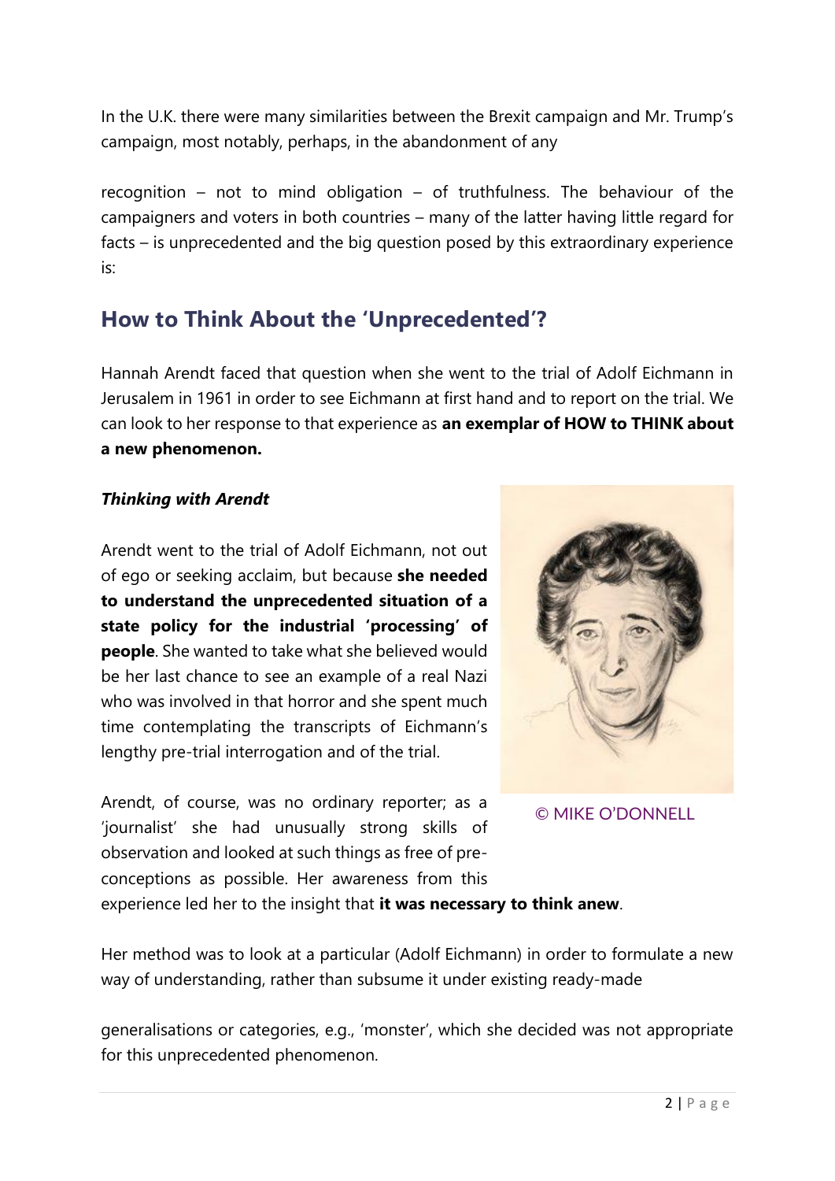In the U.K. there were many similarities between the Brexit campaign and Mr. Trump's campaign, most notably, perhaps, in the abandonment of any

recognition – not to mind obligation – of truthfulness. The behaviour of the campaigners and voters in both countries – many of the latter having little regard for facts – is unprecedented and the big question posed by this extraordinary experience is:

## How to Think About the 'Unprecedented'?

Hannah Arendt faced that question when she went to the trial of Adolf Eichmann in Jerusalem in 1961 in order to see Eichmann at first hand and to report on the trial. We can look to her response to that experience as **an exemplar of HOW to THINK about a new phenomenon.**

### *Thinking with Arendt*

Arendt went to the trial of Adolf Eichmann, not out of ego or seeking acclaim, but because **she needed to understand the unprecedented situation of a state policy for the industrial 'processing' of people**. She wanted to take what she believed would be her last chance to see an example of a real Nazi who was involved in that horror and she spent much time contemplating the transcripts of Eichmann's lengthy pre-trial interrogation and of the trial.

© MIKE O'DONNELL

Arendt, of course, was no ordinary reporter; as a 'journalist' she had unusually strong skills of observation and looked at such things as free of pre-conceptions as possible. Her awareness from this experience led her to the insight that **it was necessary to think anew**.

Her method was to look at a particular (Adolf Eichmann) in order to formulate a new way of understanding, rather than subsume it under existing ready-made

generalisations or categories, e.g., 'monster', which she decided was not appropriate for this unprecedented phenomenon.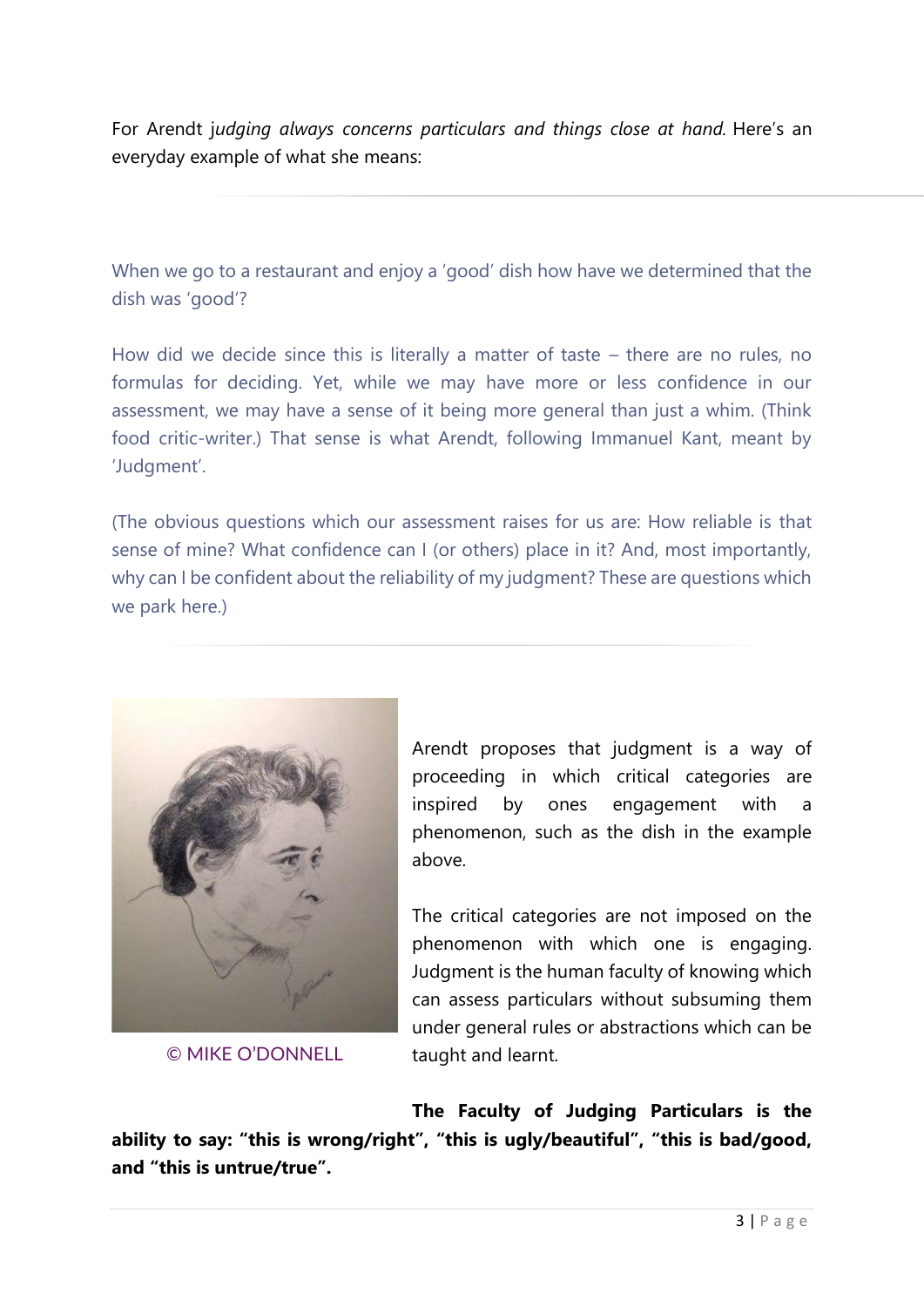For Arendt *judging always concerns particulars and things close at hand*. Here's an everyday example of what she means:

When we go to a restaurant and enjoy a 'good' dish how have we determined that the dish was 'good'?

How did we decide since this is literally a matter of taste – there are no rules, no formulas for deciding. Yet, while we may have more or less confidence in our assessment, we may have a sense of it being more general than just a whim. (Think food critic-writer.) That sense is what Arendt, following Immanuel Kant, meant by 'Judgment'.

(The obvious questions which our assessment raises for us are: How reliable is that sense of mine? What confidence can I (or others) place in it? And, most importantly, why can I be confident about the reliability of my judgment? These are questions which we park here.)

© MIKE O'DONNELL

Arendt proposes that judgment is a way of proceeding in which critical categories are inspired by ones engagement with a phenomenon, such as the dish in the example above.

The critical categories are not imposed on the phenomenon with which one is engaging. Judgment is the human faculty of knowing which can assess particulars without subsuming them under general rules or abstractions which can be taught and learnt.

**The Faculty of Judging Particulars is the ability to say: "this is wrong/right", "this is ugly/beautiful", "this is bad/good, and "this is untrue/true".**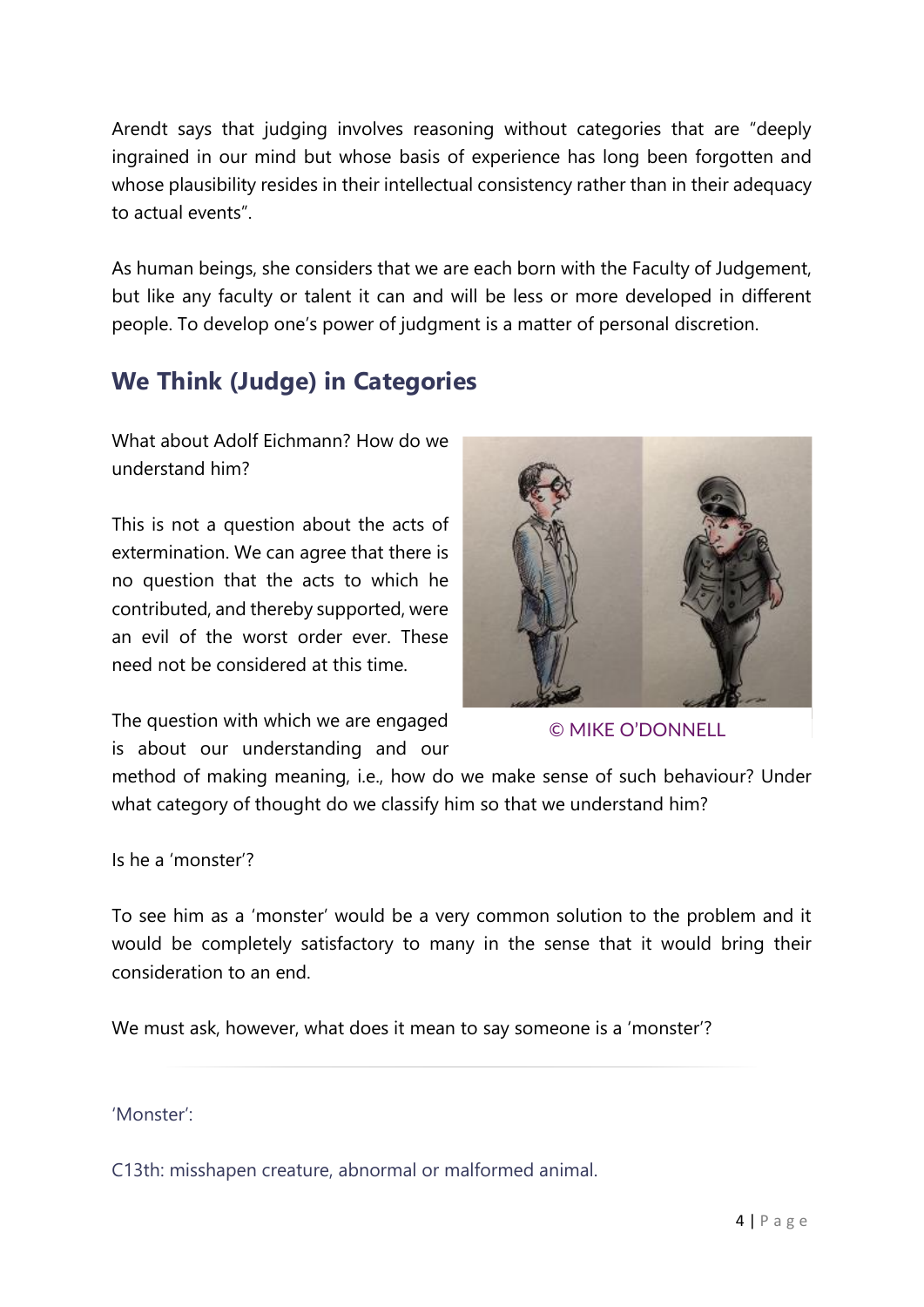Arendt says that judging involves reasoning without categories that are "deeply ingrained in our mind but whose basis of experience has long been forgotten and whose plausibility resides in their intellectual consistency rather than in their adequacy to actual events".

As human beings, she considers that we are each born with the Faculty of Judgement, but like any faculty or talent it can and will be less or more developed in different people. To develop one's power of judgment is a matter of personal discretion.

## We Think (Judge) in Categories

What about Adolf Eichmann? How do we understand him?

This is not a question about the acts of extermination. We can agree that there is no question that the acts to which he contributed, and thereby supported, were an evil of the worst order ever. These need not be considered at this time.

© MIKE O'DONNELL

The question with which we are engaged is about our understanding and our method of making meaning, i.e., how do we make sense of such behaviour? Under what category of thought do we classify him so that we understand him?

Is he a 'monster'?

To see him as a 'monster' would be a very common solution to the problem and it would be completely satisfactory to many in the sense that it would bring their consideration to an end.

We must ask, however, what does it mean to say someone is a 'monster'?

---

'Monster':

C13th: misshapen creature, abnormal or malformed animal.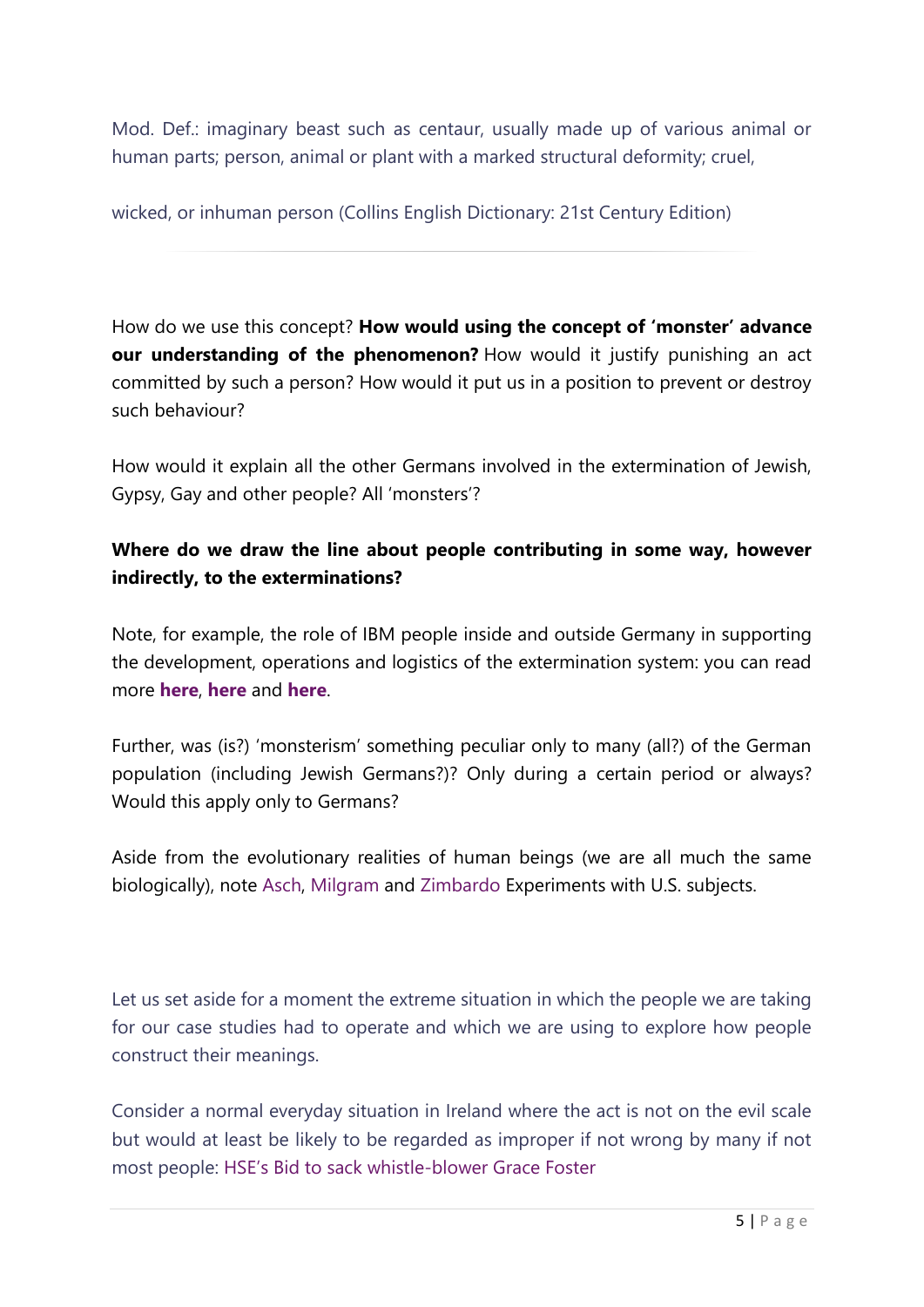Mod. Def.: imaginary beast such as centaur, usually made up of various animal or human parts; person, animal or plant with a marked structural deformity; cruel,

wicked, or inhuman person (Collins English Dictionary: 21st Century Edition)

How do we use this concept? **How would using the concept of 'monster' advance our understanding of the phenomenon?** How would it justify punishing an act committed by such a person? How would it put us in a position to prevent or destroy such behaviour?

How would it explain all the other Germans involved in the extermination of Jewish, Gypsy, Gay and other people? All 'monsters'?

**Where do we draw the line about people contributing in some way, however indirectly, to the exterminations?**

Note, for example, the role of IBM people inside and outside Germany in supporting the development, operations and logistics of the extermination system: you can read more **here**, **here** and **here**.

Further, was (is?) 'monsterism' something peculiar only to many (all?) of the German population (including Jewish Germans?)? Only during a certain period or always? Would this apply only to Germans?

Aside from the evolutionary realities of human beings (we are all much the same biologically), note Asch, Milgram and Zimbardo Experiments with U.S. subjects.

Let us set aside for a moment the extreme situation in which the people we are taking for our case studies had to operate and which we are using to explore how people construct their meanings.

Consider a normal everyday situation in Ireland where the act is not on the evil scale but would at least be likely to be regarded as improper if not wrong by many if not most people: HSE's Bid to sack whistle-blower Grace Foster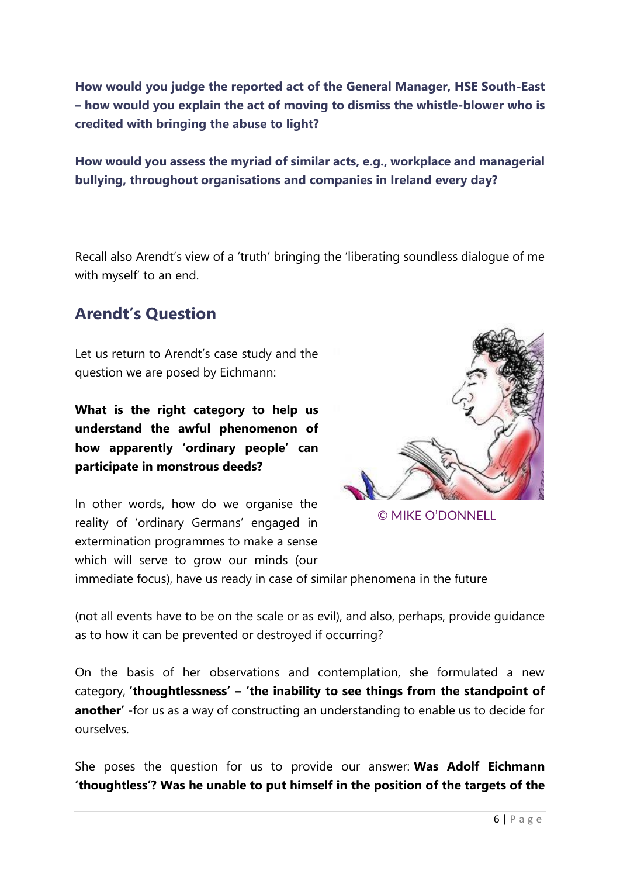**How would you judge the reported act of the General Manager, HSE South-East – how would you explain the act of moving to dismiss the whistle-blower who is credited with bringing the abuse to light?**

**How would you assess the myriad of similar acts, e.g., workplace and managerial bullying, throughout organisations and companies in Ireland every day?**

---

Recall also Arendt's view of a 'truth' bringing the 'liberating soundless dialogue of me with myself' to an end.

## Arendt's Question

Let us return to Arendt's case study and the question we are posed by Eichmann:

**What is the right category to help us understand the awful phenomenon of how apparently 'ordinary people' can participate in monstrous deeds?**

© MIKE O'DONNELL

In other words, how do we organise the reality of 'ordinary Germans' engaged in extermination programmes to make a sense which will serve to grow our minds (our immediate focus), have us ready in case of similar phenomena in the future

(not all events have to be on the scale or as evil), and also, perhaps, provide guidance as to how it can be prevented or destroyed if occurring?

On the basis of her observations and contemplation, she formulated a new category, **'thoughtlessness' – 'the inability to see things from the standpoint of another'** -for us as a way of constructing an understanding to enable us to decide for ourselves.

She poses the question for us to provide our answer: **Was Adolf Eichmann 'thoughtless'? Was he unable to put himself in the position of the targets of the**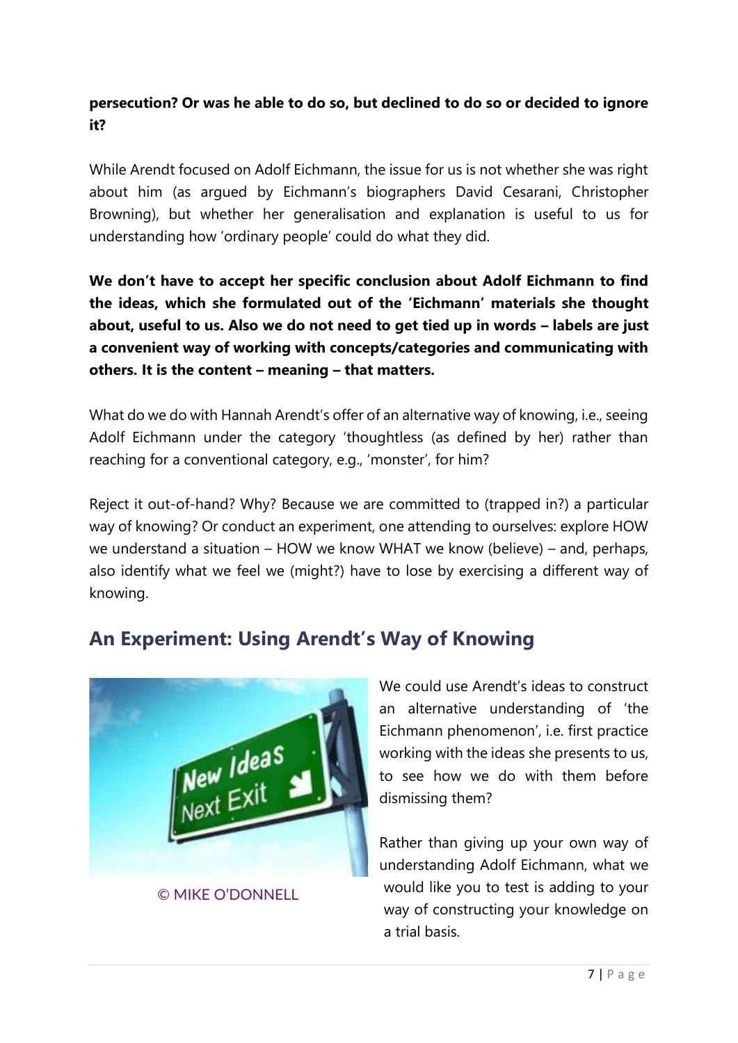**persecution? Or was he able to do so, but declined to do so or decided to ignore it?**

While Arendt focused on Adolf Eichmann, the issue for us is not whether she was right about him (as argued by Eichmann's biographers David Cesarani, Christopher Browning), but whether her generalisation and explanation is useful to us for understanding how 'ordinary people' could do what they did.

**We don't have to accept her specific conclusion about Adolf Eichmann to find the ideas, which she formulated out of the 'Eichmann' materials she thought about, useful to us. Also we do not need to get tied up in words – labels are just a convenient way of working with concepts/categories and communicating with others. It is the content – meaning – that matters.**

What do we do with Hannah Arendt's offer of an alternative way of knowing, i.e., seeing Adolf Eichmann under the category 'thoughtless (as defined by her) rather than reaching for a conventional category, e.g., 'monster', for him?

Reject it out-of-hand? Why? Because we are committed to (trapped in?) a particular way of knowing? Or conduct an experiment, one attending to ourselves: explore HOW we understand a situation – HOW we know WHAT we know (believe) – and, perhaps, also identify what we feel we (might?) have to lose by exercising a different way of knowing.

## An Experiment: Using Arendt's Way of Knowing

© MIKE O'DONNELL

We could use Arendt's ideas to construct an alternative understanding of 'the Eichmann phenomenon', i.e. first practice working with the ideas she presents to us, to see how we do with them before dismissing them?

Rather than giving up your own way of understanding Adolf Eichmann, what we would like you to test is adding to your way of constructing your knowledge on a trial basis.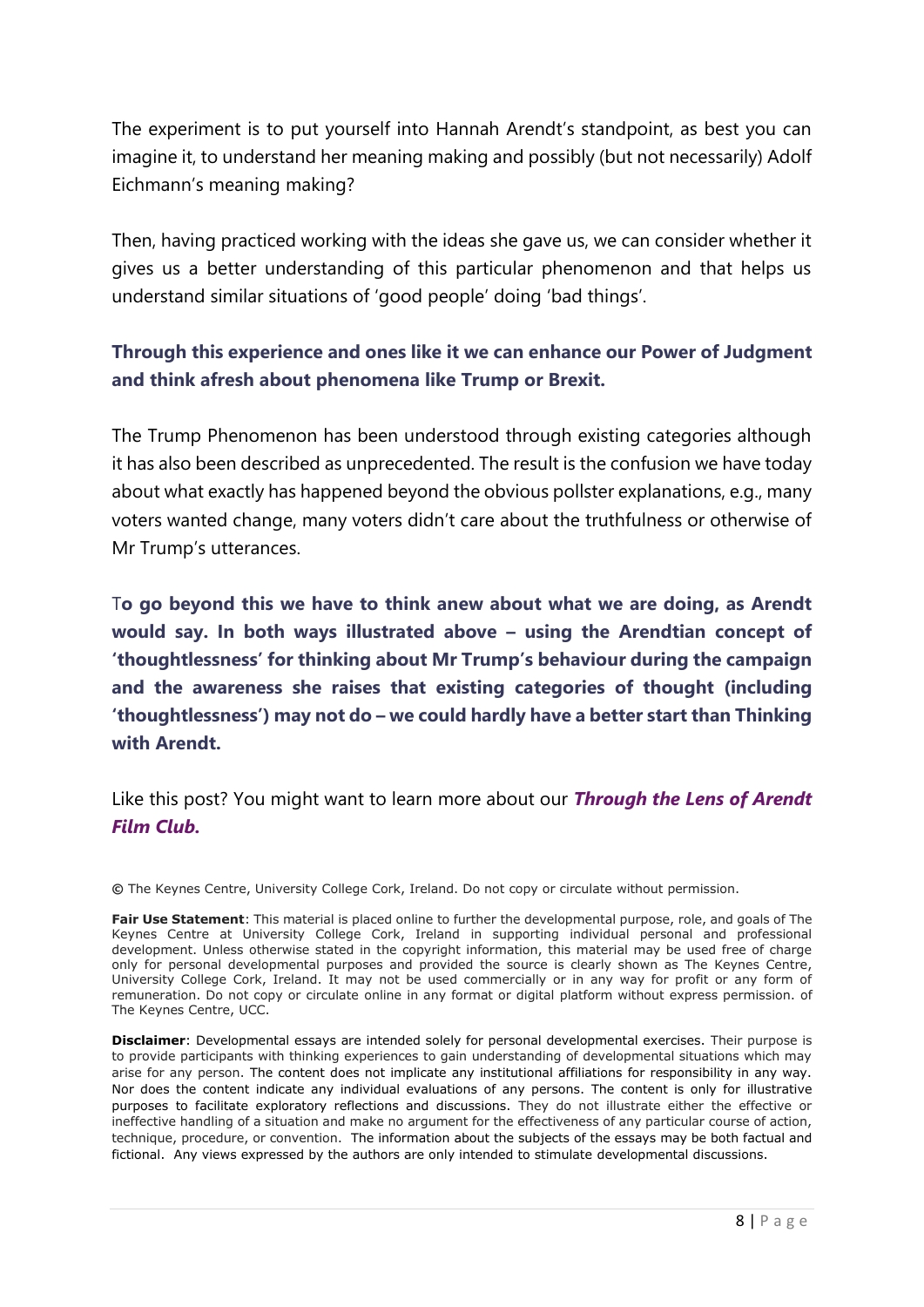The experiment is to put yourself into Hannah Arendt's standpoint, as best you can imagine it, to understand her meaning making and possibly (but not necessarily) Adolf Eichmann's meaning making?

Then, having practiced working with the ideas she gave us, we can consider whether it gives us a better understanding of this particular phenomenon and that helps us understand similar situations of 'good people' doing 'bad things'.

**Through this experience and ones like it we can enhance our Power of Judgment and think afresh about phenomena like Trump or Brexit.**

The Trump Phenomenon has been understood through existing categories although it has also been described as unprecedented. The result is the confusion we have today about what exactly has happened beyond the obvious pollster explanations, e.g., many voters wanted change, many voters didn't care about the truthfulness or otherwise of Mr Trump's utterances.

T**o go beyond this we have to think anew about what we are doing, as Arendt would say. In both ways illustrated above – using the Arendtian concept of 'thoughtlessness' for thinking about Mr Trump's behaviour during the campaign and the awareness she raises that existing categories of thought (including 'thoughtlessness') may not do – we could hardly have a better start than Thinking with Arendt.**

Like this post? You might want to learn more about our ***Through the Lens of Arendt Film Club.***

**©** The Keynes Centre, University College Cork, Ireland. Do not copy or circulate without permission.

**Fair Use Statement**: This material is placed online to further the developmental purpose, role, and goals of The Keynes Centre at University College Cork, Ireland in supporting individual personal and professional development. Unless otherwise stated in the copyright information, this material may be used free of charge only for personal developmental purposes and provided the source is clearly shown as The Keynes Centre, University College Cork, Ireland. It may not be used commercially or in any way for profit or any form of remuneration. Do not copy or circulate online in any format or digital platform without express permission. of The Keynes Centre, UCC.

**Disclaimer**: Developmental essays are intended solely for personal developmental exercises. Their purpose is to provide participants with thinking experiences to gain understanding of developmental situations which may arise for any person. The content does not implicate any institutional affiliations for responsibility in any way. Nor does the content indicate any individual evaluations of any persons. The content is only for illustrative purposes to facilitate exploratory reflections and discussions. They do not illustrate either the effective or ineffective handling of a situation and make no argument for the effectiveness of any particular course of action, technique, procedure, or convention. The information about the subjects of the essays may be both factual and fictional. Any views expressed by the authors are only intended to stimulate developmental discussions.